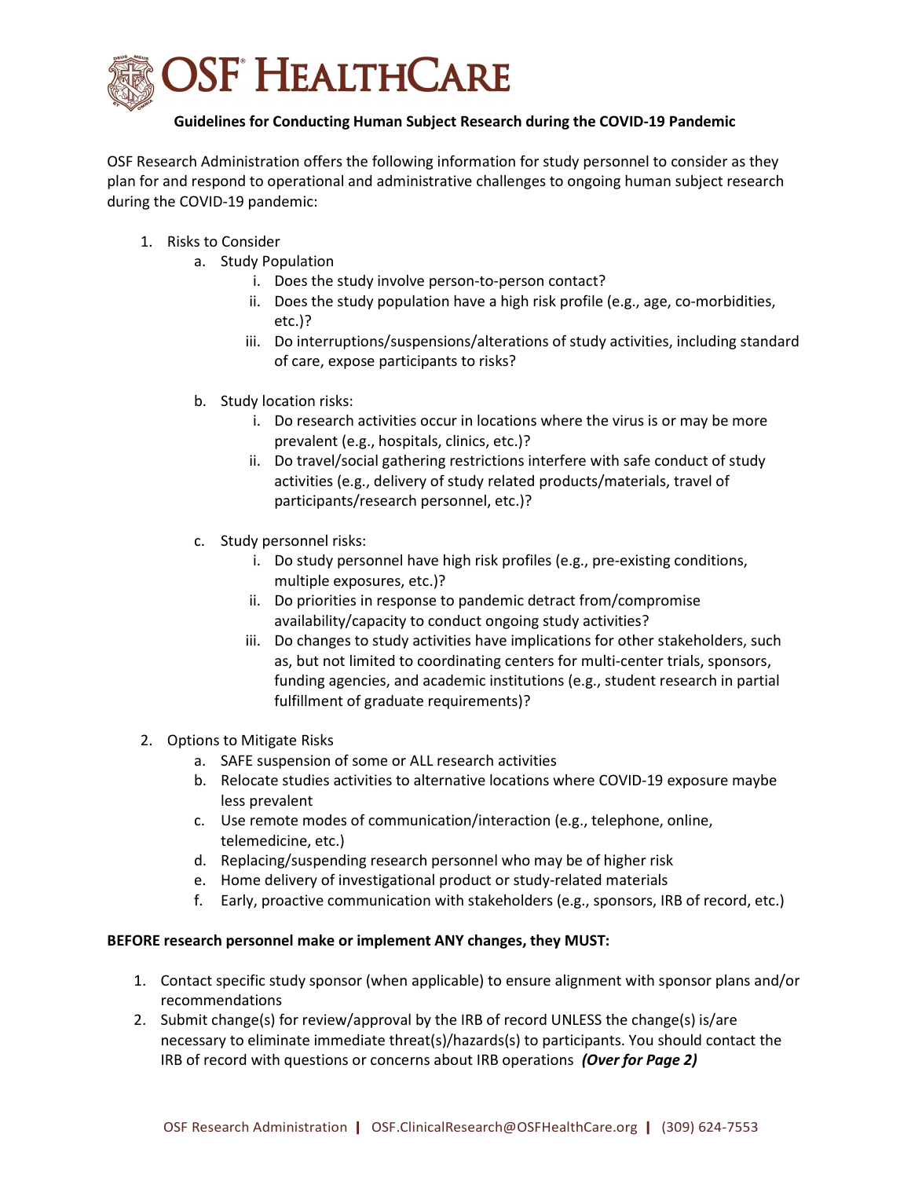# OSF HealthCare

**Guidelines for Conducting Human Subject Research during the COVID-19 Pandemic**

OSF Research Administration offers the following information for study personnel to consider as they plan for and respond to operational and administrative challenges to ongoing human subject research during the COVID-19 pandemic:

1. Risks to Consider
   a. Study Population
      i. Does the study involve person-to-person contact?
      ii. Does the study population have a high risk profile (e.g., age, co-morbidities, etc.)?
      iii. Do interruptions/suspensions/alterations of study activities, including standard of care, expose participants to risks?

   b. Study location risks:
      i. Do research activities occur in locations where the virus is or may be more prevalent (e.g., hospitals, clinics, etc.)?
      ii. Do travel/social gathering restrictions interfere with safe conduct of study activities (e.g., delivery of study related products/materials, travel of participants/research personnel, etc.)?

   c. Study personnel risks:
      i. Do study personnel have high risk profiles (e.g., pre-existing conditions, multiple exposures, etc.)?
      ii. Do priorities in response to pandemic detract from/compromise availability/capacity to conduct ongoing study activities?
      iii. Do changes to study activities have implications for other stakeholders, such as, but not limited to coordinating centers for multi-center trials, sponsors, funding agencies, and academic institutions (e.g., student research in partial fulfillment of graduate requirements)?

2. Options to Mitigate Risks
   a. SAFE suspension of some or ALL research activities
   b. Relocate studies activities to alternative locations where COVID-19 exposure maybe less prevalent
   c. Use remote modes of communication/interaction (e.g., telephone, online, telemedicine, etc.)
   d. Replacing/suspending research personnel who may be of higher risk
   e. Home delivery of investigational product or study-related materials
   f. Early, proactive communication with stakeholders (e.g., sponsors, IRB of record, etc.)

**BEFORE research personnel make or implement ANY changes, they MUST:**

1. Contact specific study sponsor (when applicable) to ensure alignment with sponsor plans and/or recommendations
2. Submit change(s) for review/approval by the IRB of record UNLESS the change(s) is/are necessary to eliminate immediate threat(s)/hazards(s) to participants. You should contact the IRB of record with questions or concerns about IRB operations ***(Over for Page 2)***

OSF Research Administration | OSF.ClinicalResearch@OSFHealthCare.org | (309) 624-7553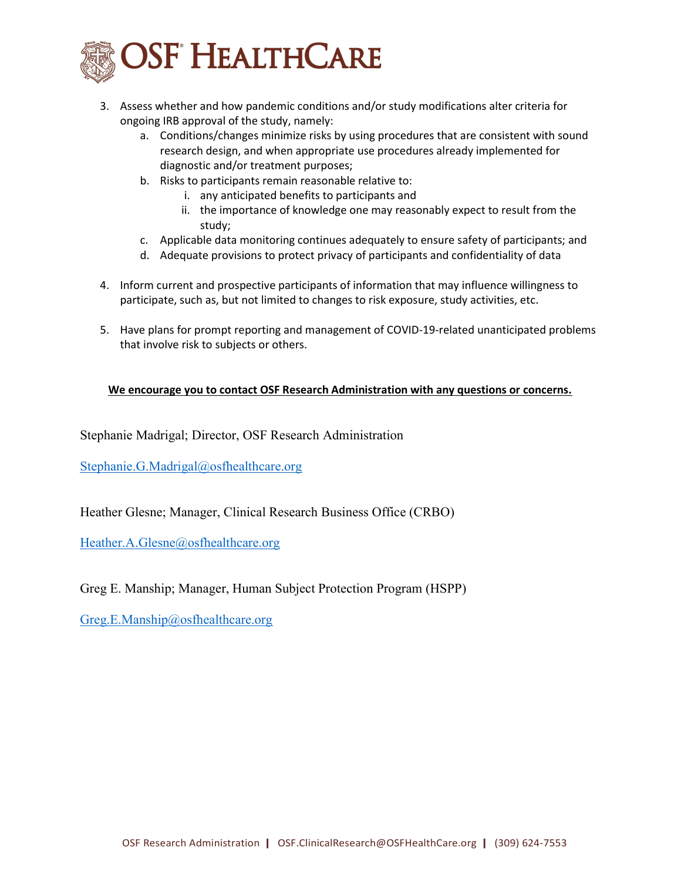3. Assess whether and how pandemic conditions and/or study modifications alter criteria for ongoing IRB approval of the study, namely:
   a. Conditions/changes minimize risks by using procedures that are consistent with sound research design, and when appropriate use procedures already implemented for diagnostic and/or treatment purposes;
   b. Risks to participants remain reasonable relative to:
      i. any anticipated benefits to participants and
      ii. the importance of knowledge one may reasonably expect to result from the study;
   c. Applicable data monitoring continues adequately to ensure safety of participants; and
   d. Adequate provisions to protect privacy of participants and confidentiality of data

4. Inform current and prospective participants of information that may influence willingness to participate, such as, but not limited to changes to risk exposure, study activities, etc.

5. Have plans for prompt reporting and management of COVID-19-related unanticipated problems that involve risk to subjects or others.

**We encourage you to contact OSF Research Administration with any questions or concerns.**

Stephanie Madrigal; Director, OSF Research Administration

Stephanie.G.Madrigal@osfhealthcare.org

Heather Glesne; Manager, Clinical Research Business Office (CRBO)

Heather.A.Glesne@osfhealthcare.org

Greg E. Manship; Manager, Human Subject Protection Program (HSPP)

Greg.E.Manship@osfhealthcare.org